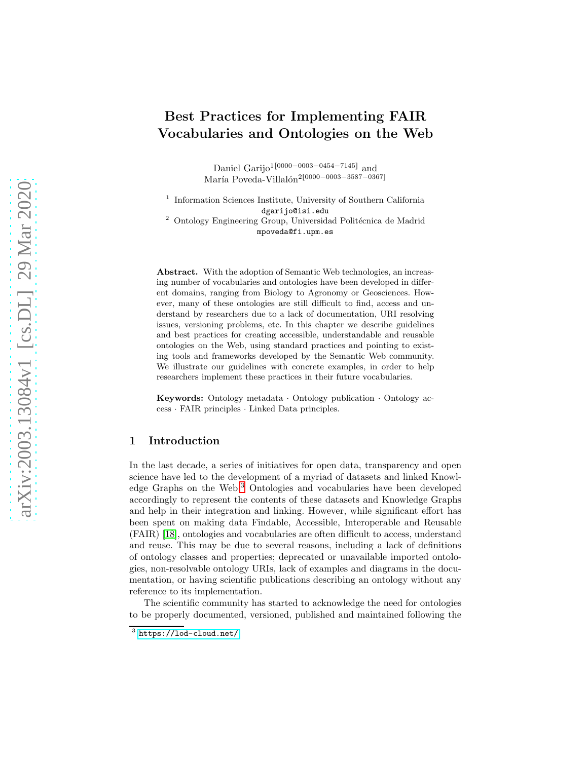# Best Practices for Implementing FAIR Vocabularies and Ontologies on the Web

Daniel Garijo[1[0000−0003−0454−7145]] and María Poveda-Villalón[2[0000−0003−3587−0367]]

[1] Information Sciences Institute, University of Southern California
dgarijo@isi.edu

[2] Ontology Engineering Group, Universidad Politécnica de Madrid
mpoveda@fi.upm.es

**Abstract.** With the adoption of Semantic Web technologies, an increasing number of vocabularies and ontologies have been developed in different domains, ranging from Biology to Agronomy or Geosciences. However, many of these ontologies are still difficult to find, access and understand by researchers due to a lack of documentation, URI resolving issues, versioning problems, etc. In this chapter we describe guidelines and best practices for creating accessible, understandable and reusable ontologies on the Web, using standard practices and pointing to existing tools and frameworks developed by the Semantic Web community. We illustrate our guidelines with concrete examples, in order to help researchers implement these practices in their future vocabularies.

**Keywords:** Ontology metadata · Ontology publication · Ontology access · FAIR principles · Linked Data principles.

## 1 Introduction

In the last decade, a series of initiatives for open data, transparency and open science have led to the development of a myriad of datasets and linked Knowledge Graphs on the Web.[3] Ontologies and vocabularies have been developed accordingly to represent the contents of these datasets and Knowledge Graphs and help in their integration and linking. However, while significant effort has been spent on making data Findable, Accessible, Interoperable and Reusable (FAIR) [18], ontologies and vocabularies are often difficult to access, understand and reuse. This may be due to several reasons, including a lack of definitions of ontology classes and properties; deprecated or unavailable imported ontologies, non-resolvable ontology URIs, lack of examples and diagrams in the documentation, or having scientific publications describing an ontology without any reference to its implementation.

The scientific community has started to acknowledge the need for ontologies to be properly documented, versioned, published and maintained following the

[3] https://lod-cloud.net/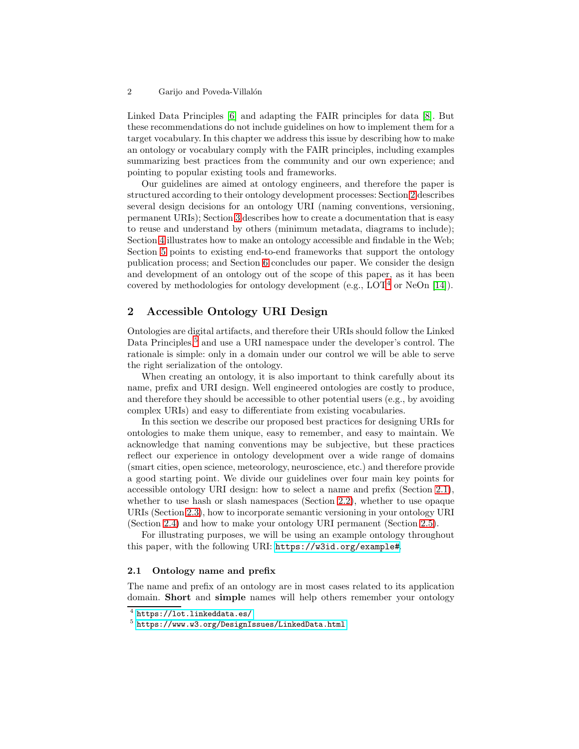Linked Data Principles [6] and adapting the FAIR principles for data [8]. But these recommendations do not include guidelines on how to implement them for a target vocabulary. In this chapter we address this issue by describing how to make an ontology or vocabulary comply with the FAIR principles, including examples summarizing best practices from the community and our own experience; and pointing to popular existing tools and frameworks.

Our guidelines are aimed at ontology engineers, and therefore the paper is structured according to their ontology development processes: Section 2 describes several design decisions for an ontology URI (naming conventions, versioning, permanent URIs); Section 3 describes how to create a documentation that is easy to reuse and understand by others (minimum metadata, diagrams to include); Section 4 illustrates how to make an ontology accessible and findable in the Web; Section 5 points to existing end-to-end frameworks that support the ontology publication process; and Section 6 concludes our paper. We consider the design and development of an ontology out of the scope of this paper, as it has been covered by methodologies for ontology development (e.g., LOT[4] or NeOn [14]).

## 2 Accessible Ontology URI Design

Ontologies are digital artifacts, and therefore their URIs should follow the Linked Data Principles,[5] and use a URI namespace under the developer's control. The rationale is simple: only in a domain under our control we will be able to serve the right serialization of the ontology.

When creating an ontology, it is also important to think carefully about its name, prefix and URI design. Well engineered ontologies are costly to produce, and therefore they should be accessible to other potential users (e.g., by avoiding complex URIs) and easy to differentiate from existing vocabularies.

In this section we describe our proposed best practices for designing URIs for ontologies to make them unique, easy to remember, and easy to maintain. We acknowledge that naming conventions may be subjective, but these practices reflect our experience in ontology development over a wide range of domains (smart cities, open science, meteorology, neuroscience, etc.) and therefore provide a good starting point. We divide our guidelines over four main key points for accessible ontology URI design: how to select a name and prefix (Section 2.1), whether to use hash or slash namespaces (Section 2.2), whether to use opaque URIs (Section 2.3), how to incorporate semantic versioning in your ontology URI (Section 2.4) and how to make your ontology URI permanent (Section 2.5).

For illustrating purposes, we will be using an example ontology throughout this paper, with the following URI: `https://w3id.org/example#`.

### 2.1 Ontology name and prefix

The name and prefix of an ontology are in most cases related to its application domain. **Short** and **simple** names will help others remember your ontology

[4] https://lot.linkeddata.es/

[5] https://www.w3.org/DesignIssues/LinkedData.html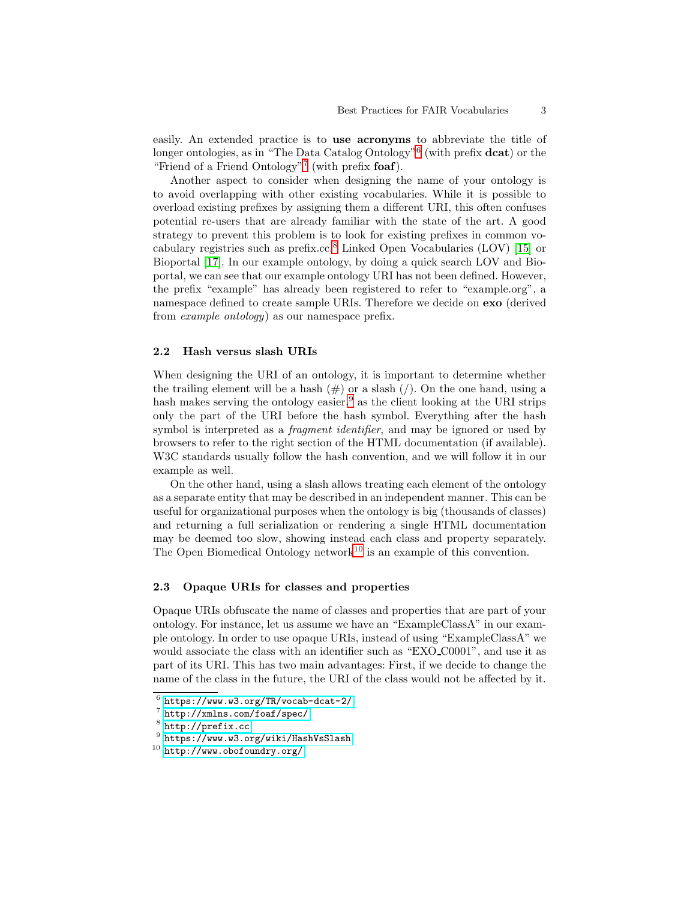easily. An extended practice is to **use acronyms** to abbreviate the title of longer ontologies, as in "The Data Catalog Ontology"[6] (with prefix **dcat**) or the "Friend of a Friend Ontology"[7] (with prefix **foaf**).

Another aspect to consider when designing the name of your ontology is to avoid overlapping with other existing vocabularies. While it is possible to overload existing prefixes by assigning them a different URI, this often confuses potential re-users that are already familiar with the state of the art. A good strategy to prevent this problem is to look for existing prefixes in common vocabulary registries such as prefix.cc,[8] Linked Open Vocabularies (LOV) [15] or Bioportal [17]. In our example ontology, by doing a quick search LOV and Bioportal, we can see that our example ontology URI has not been defined. However, the prefix "example" has already been registered to refer to "example.org", a namespace defined to create sample URIs. Therefore we decide on **exo** (derived from *example ontology*) as our namespace prefix.

### 2.2 Hash versus slash URIs

When designing the URI of an ontology, it is important to determine whether the trailing element will be a hash (#) or a slash (/). On the one hand, using a hash makes serving the ontology easier,[9] as the client looking at the URI strips only the part of the URI before the hash symbol. Everything after the hash symbol is interpreted as a *fragment identifier*, and may be ignored or used by browsers to refer to the right section of the HTML documentation (if available). W3C standards usually follow the hash convention, and we will follow it in our example as well.

On the other hand, using a slash allows treating each element of the ontology as a separate entity that may be described in an independent manner. This can be useful for organizational purposes when the ontology is big (thousands of classes) and returning a full serialization or rendering a single HTML documentation may be deemed too slow, showing instead each class and property separately. The Open Biomedical Ontology network[10] is an example of this convention.

### 2.3 Opaque URIs for classes and properties

Opaque URIs obfuscate the name of classes and properties that are part of your ontology. For instance, let us assume we have an "ExampleClassA" in our example ontology. In order to use opaque URIs, instead of using "ExampleClassA" we would associate the class with an identifier such as "EXO_C0001", and use it as part of its URI. This has two main advantages: First, if we decide to change the name of the class in the future, the URI of the class would not be affected by it.

---

[6] https://www.w3.org/TR/vocab-dcat-2/

[7] http://xmlns.com/foaf/spec/

[8] http://prefix.cc

[9] https://www.w3.org/wiki/HashVsSlash

[10] http://www.obofoundry.org/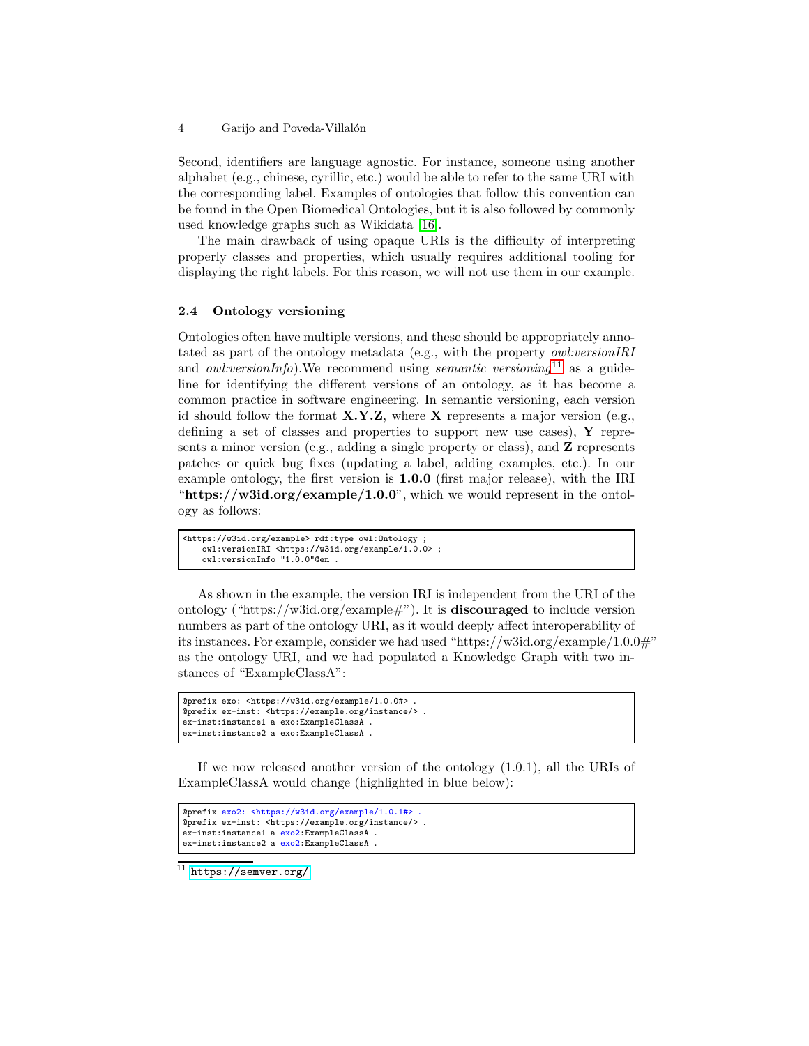Second, identifiers are language agnostic. For instance, someone using another alphabet (e.g., chinese, cyrillic, etc.) would be able to refer to the same URI with the corresponding label. Examples of ontologies that follow this convention can be found in the Open Biomedical Ontologies, but it is also followed by commonly used knowledge graphs such as Wikidata [16].

The main drawback of using opaque URIs is the difficulty of interpreting properly classes and properties, which usually requires additional tooling for displaying the right labels. For this reason, we will not use them in our example.

### 2.4 Ontology versioning

Ontologies often have multiple versions, and these should be appropriately annotated as part of the ontology metadata (e.g., with the property *owl:versionIRI* and *owl:versionInfo*).We recommend using *semantic versioning*[11] as a guideline for identifying the different versions of an ontology, as it has become a common practice in software engineering. In semantic versioning, each version id should follow the format **X.Y.Z**, where **X** represents a major version (e.g., defining a set of classes and properties to support new use cases), **Y** represents a minor version (e.g., adding a single property or class), and **Z** represents patches or quick bug fixes (updating a label, adding examples, etc.). In our example ontology, the first version is **1.0.0** (first major release), with the IRI "**https://w3id.org/example/1.0.0**", which we would represent in the ontology as follows:

```
<https://w3id.org/example> rdf:type owl:Ontology ;
    owl:versionIRI <https://w3id.org/example/1.0.0> ;
    owl:versionInfo "1.0.0"@en .
```

As shown in the example, the version IRI is independent from the URI of the ontology ("https://w3id.org/example#"). It is **discouraged** to include version numbers as part of the ontology URI, as it would deeply affect interoperability of its instances. For example, consider we had used "https://w3id.org/example/1.0.0#" as the ontology URI, and we had populated a Knowledge Graph with two instances of "ExampleClassA":

```
@prefix exo: <https://w3id.org/example/1.0.0#> .
@prefix ex-inst: <https://example.org/instance/> .
ex-inst:instance1 a exo:ExampleClassA .
ex-inst:instance2 a exo:ExampleClassA .
```

If we now released another version of the ontology (1.0.1), all the URIs of ExampleClassA would change (highlighted in blue below):

```
@prefix exo2: <https://w3id.org/example/1.0.1#> .
@prefix ex-inst: <https://example.org/instance/> .
ex-inst:instance1 a exo2:ExampleClassA .
ex-inst:instance2 a exo2:ExampleClassA .
```

[11] https://semver.org/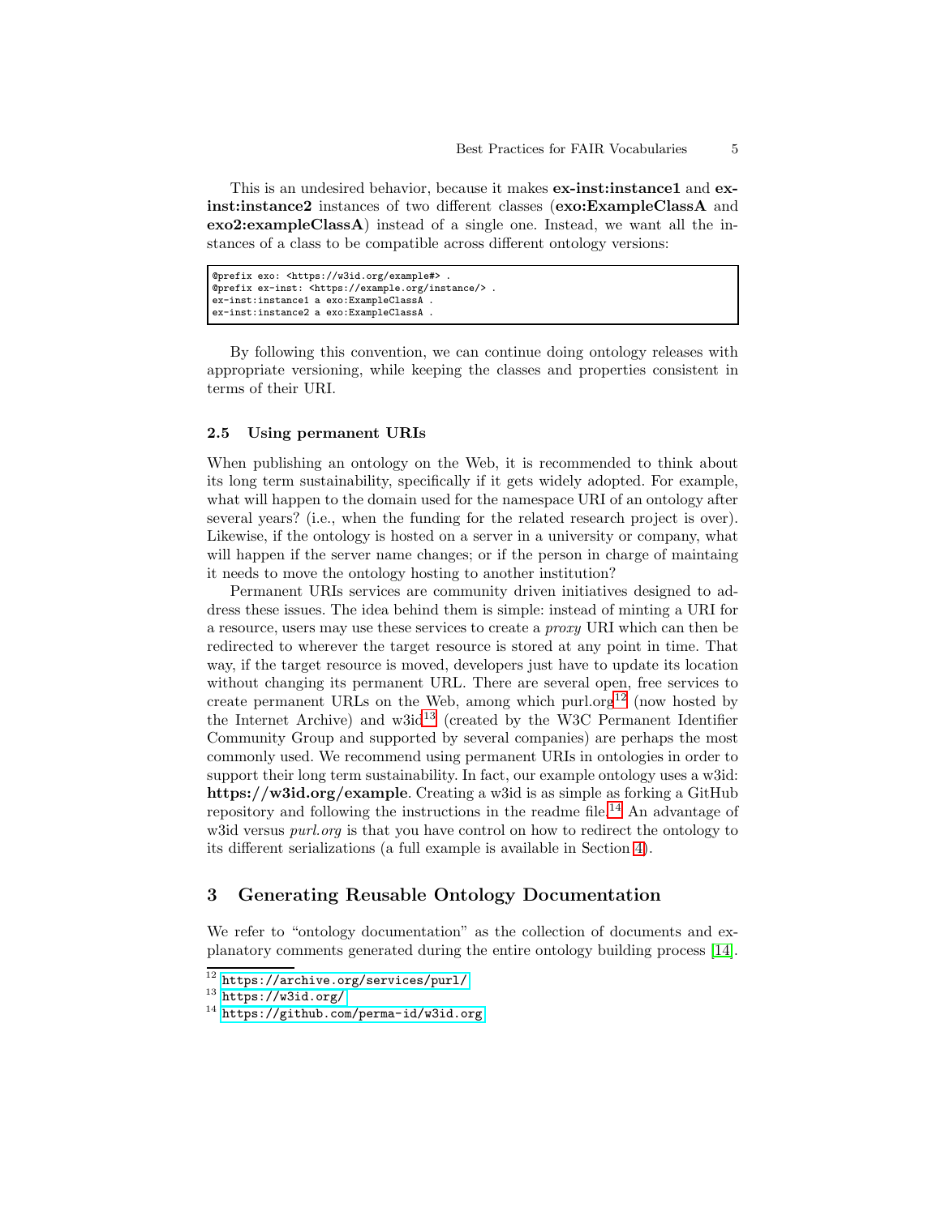This is an undesired behavior, because it makes **ex-inst:instance1** and **ex-inst:instance2** instances of two different classes (**exo:ExampleClassA** and **exo2:exampleClassA**) instead of a single one. Instead, we want all the instances of a class to be compatible across different ontology versions:

```
@prefix exo: <https://w3id.org/example#> .
@prefix ex-inst: <https://example.org/instance/> .
ex-inst:instance1 a exo:ExampleClassA .
ex-inst:instance2 a exo:ExampleClassA .
```

By following this convention, we can continue doing ontology releases with appropriate versioning, while keeping the classes and properties consistent in terms of their URI.

### 2.5 Using permanent URIs

When publishing an ontology on the Web, it is recommended to think about its long term sustainability, specifically if it gets widely adopted. For example, what will happen to the domain used for the namespace URI of an ontology after several years? (i.e., when the funding for the related research project is over). Likewise, if the ontology is hosted on a server in a university or company, what will happen if the server name changes; or if the person in charge of maintaing it needs to move the ontology hosting to another institution?

Permanent URIs services are community driven initiatives designed to address these issues. The idea behind them is simple: instead of minting a URI for a resource, users may use these services to create a *proxy* URI which can then be redirected to wherever the target resource is stored at any point in time. That way, if the target resource is moved, developers just have to update its location without changing its permanent URL. There are several open, free services to create permanent URLs on the Web, among which purl.org[12] (now hosted by the Internet Archive) and w3id[13] (created by the W3C Permanent Identifier Community Group and supported by several companies) are perhaps the most commonly used. We recommend using permanent URIs in ontologies in order to support their long term sustainability. In fact, our example ontology uses a w3id: **https://w3id.org/example**. Creating a w3id is as simple as forking a GitHub repository and following the instructions in the readme file.[14] An advantage of w3id versus *purl.org* is that you have control on how to redirect the ontology to its different serializations (a full example is available in Section 4).

## 3 Generating Reusable Ontology Documentation

We refer to "ontology documentation" as the collection of documents and explanatory comments generated during the entire ontology building process [14].

---

[12] https://archive.org/services/purl/
[13] https://w3id.org/
[14] https://github.com/perma-id/w3id.org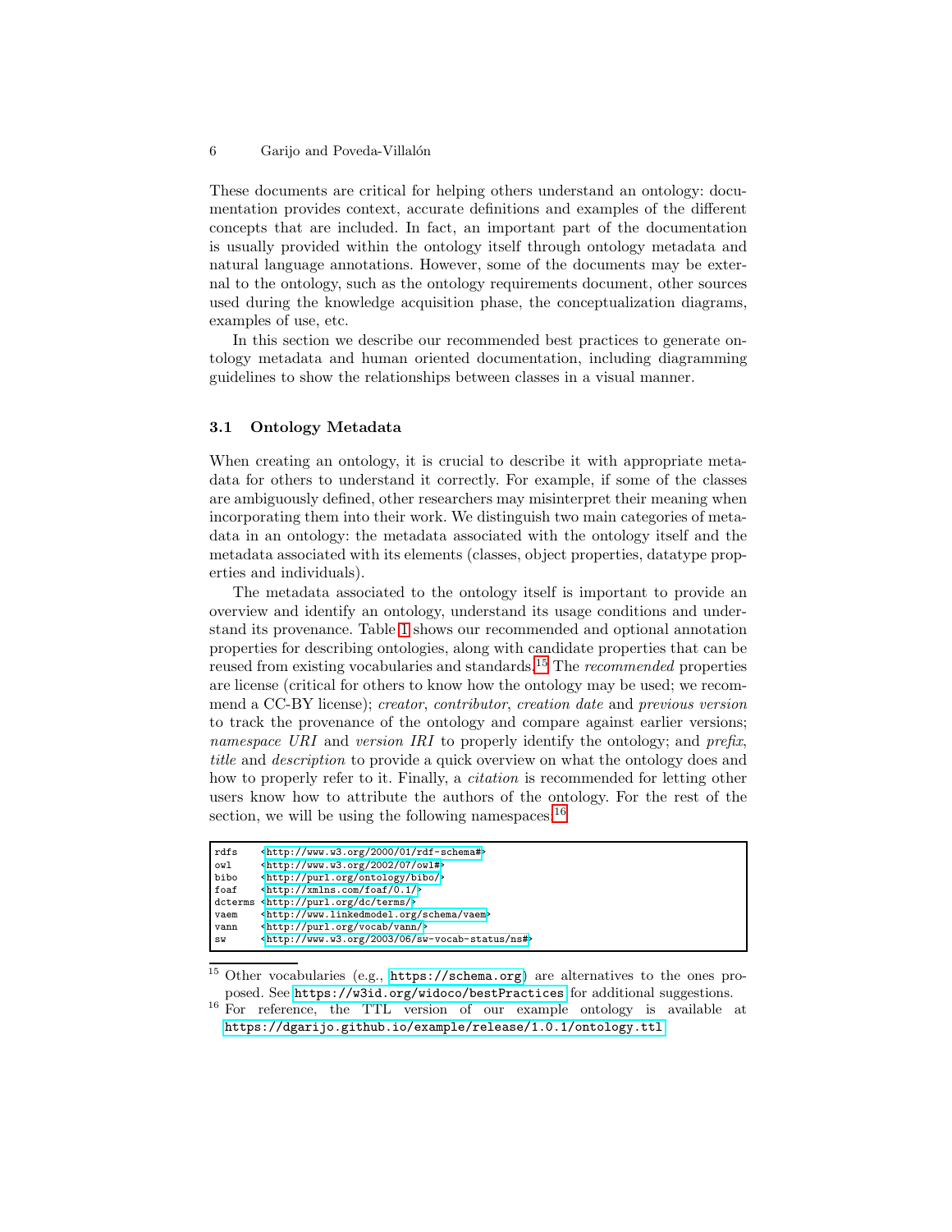These documents are critical for helping others understand an ontology: documentation provides context, accurate definitions and examples of the different concepts that are included. In fact, an important part of the documentation is usually provided within the ontology itself through ontology metadata and natural language annotations. However, some of the documents may be external to the ontology, such as the ontology requirements document, other sources used during the knowledge acquisition phase, the conceptualization diagrams, examples of use, etc.

In this section we describe our recommended best practices to generate ontology metadata and human oriented documentation, including diagramming guidelines to show the relationships between classes in a visual manner.

### 3.1 Ontology Metadata

When creating an ontology, it is crucial to describe it with appropriate metadata for others to understand it correctly. For example, if some of the classes are ambiguously defined, other researchers may misinterpret their meaning when incorporating them into their work. We distinguish two main categories of metadata in an ontology: the metadata associated with the ontology itself and the metadata associated with its elements (classes, object properties, datatype properties and individuals).

The metadata associated to the ontology itself is important to provide an overview and identify an ontology, understand its usage conditions and understand its provenance. Table 1 shows our recommended and optional annotation properties for describing ontologies, along with candidate properties that can be reused from existing vocabularies and standards.[15] The *recommended* properties are license (critical for others to know how the ontology may be used; we recommend a CC-BY license); *creator*, *contributor*, *creation date* and *previous version* to track the provenance of the ontology and compare against earlier versions; *namespace URI* and *version IRI* to properly identify the ontology; and *prefix*, *title* and *description* to provide a quick overview on what the ontology does and how to properly refer to it. Finally, a *citation* is recommended for letting other users know how to attribute the authors of the ontology. For the rest of the section, we will be using the following namespaces:[16]

```
rdfs    <http://www.w3.org/2000/01/rdf-schema#>
owl     <http://www.w3.org/2002/07/owl#>
bibo    <http://purl.org/ontology/bibo/>
foaf    <http://xmlns.com/foaf/0.1/>
dcterms <http://purl.org/dc/terms/>
vaem    <http://www.linkedmodel.org/schema/vaem>
vann    <http://purl.org/vocab/vann/>
sw      <http://www.w3.org/2003/06/sw-vocab-status/ns#>
```

[15] Other vocabularies (e.g., https://schema.org) are alternatives to the ones proposed. See https://w3id.org/widoco/bestPractices for additional suggestions.

[16] For reference, the TTL version of our example ontology is available at https://dgarijo.github.io/example/release/1.0.1/ontology.ttl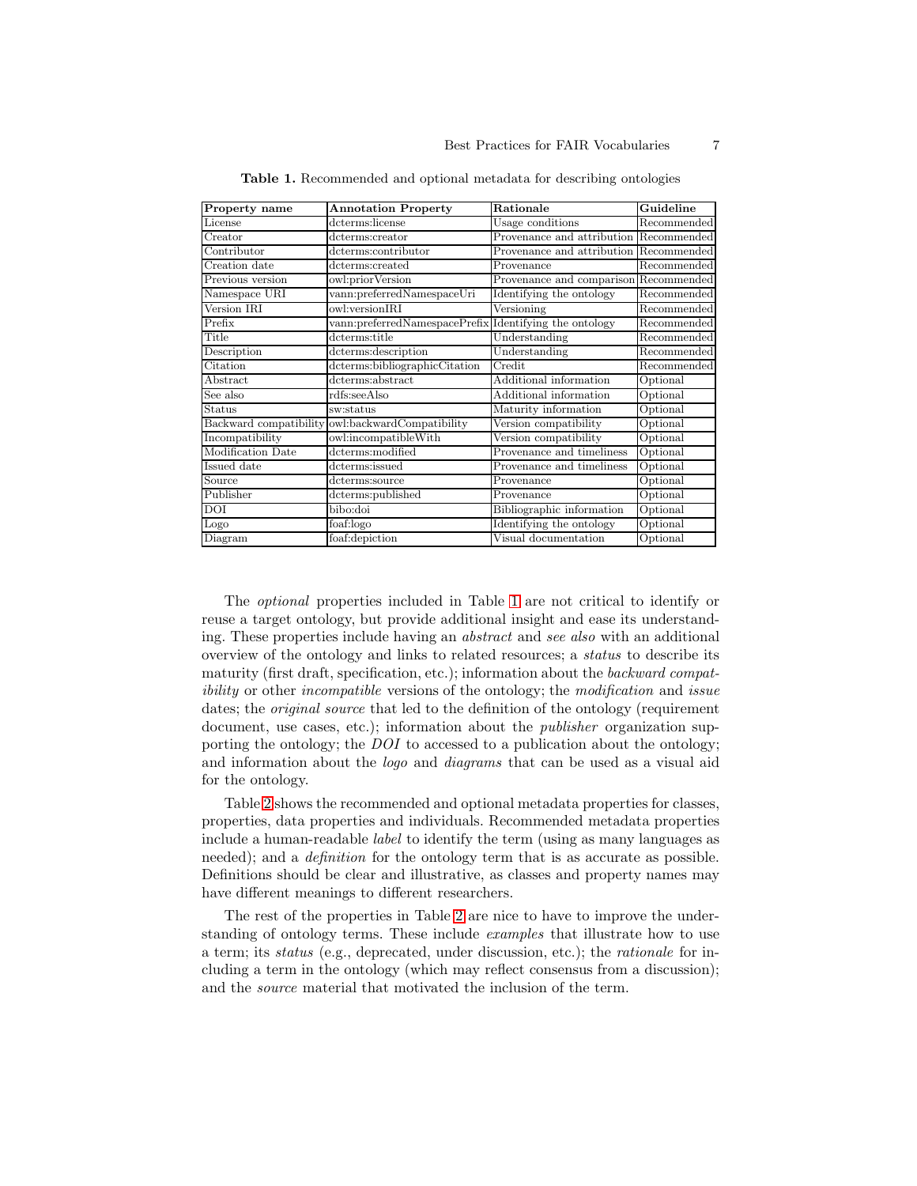**Table 1.** Recommended and optional metadata for describing ontologies

| Property name | Annotation Property | Rationale | Guideline |
|---|---|---|---|
| License | dcterms:license | Usage conditions | Recommended |
| Creator | dcterms:creator | Provenance and attribution | Recommended |
| Contributor | dcterms:contributor | Provenance and attribution | Recommended |
| Creation date | dcterms:created | Provenance | Recommended |
| Previous version | owl:priorVersion | Provenance and comparison | Recommended |
| Namespace URI | vann:preferredNamespaceUri | Identifying the ontology | Recommended |
| Version IRI | owl:versionIRI | Versioning | Recommended |
| Prefix | vann:preferredNamespacePrefix | Identifying the ontology | Recommended |
| Title | dcterms:title | Understanding | Recommended |
| Description | dcterms:description | Understanding | Recommended |
| Citation | dcterms:bibliographicCitation | Credit | Recommended |
| Abstract | dcterms:abstract | Additional information | Optional |
| See also | rdfs:seeAlso | Additional information | Optional |
| Status | sw:status | Maturity information | Optional |
| Backward compatibility | owl:backwardCompatibility | Version compatibility | Optional |
| Incompatibility | owl:incompatibleWith | Version compatibility | Optional |
| Modification Date | dcterms:modified | Provenance and timeliness | Optional |
| Issued date | dcterms:issued | Provenance and timeliness | Optional |
| Source | dcterms:source | Provenance | Optional |
| Publisher | dcterms:published | Provenance | Optional |
| DOI | bibo:doi | Bibliographic information | Optional |
| Logo | foaf:logo | Identifying the ontology | Optional |
| Diagram | foaf:depiction | Visual documentation | Optional |

The *optional* properties included in Table 1 are not critical to identify or reuse a target ontology, but provide additional insight and ease its understanding. These properties include having an *abstract* and *see also* with an additional overview of the ontology and links to related resources; a *status* to describe its maturity (first draft, specification, etc.); information about the *backward compatibility* or other *incompatible* versions of the ontology; the *modification* and *issue* dates; the *original source* that led to the definition of the ontology (requirement document, use cases, etc.); information about the *publisher* organization supporting the ontology; the *DOI* to accessed to a publication about the ontology; and information about the *logo* and *diagrams* that can be used as a visual aid for the ontology.

Table 2 shows the recommended and optional metadata properties for classes, properties, data properties and individuals. Recommended metadata properties include a human-readable *label* to identify the term (using as many languages as needed); and a *definition* for the ontology term that is as accurate as possible. Definitions should be clear and illustrative, as classes and property names may have different meanings to different researchers.

The rest of the properties in Table 2 are nice to have to improve the understanding of ontology terms. These include *examples* that illustrate how to use a term; its *status* (e.g., deprecated, under discussion, etc.); the *rationale* for including a term in the ontology (which may reflect consensus from a discussion); and the *source* material that motivated the inclusion of the term.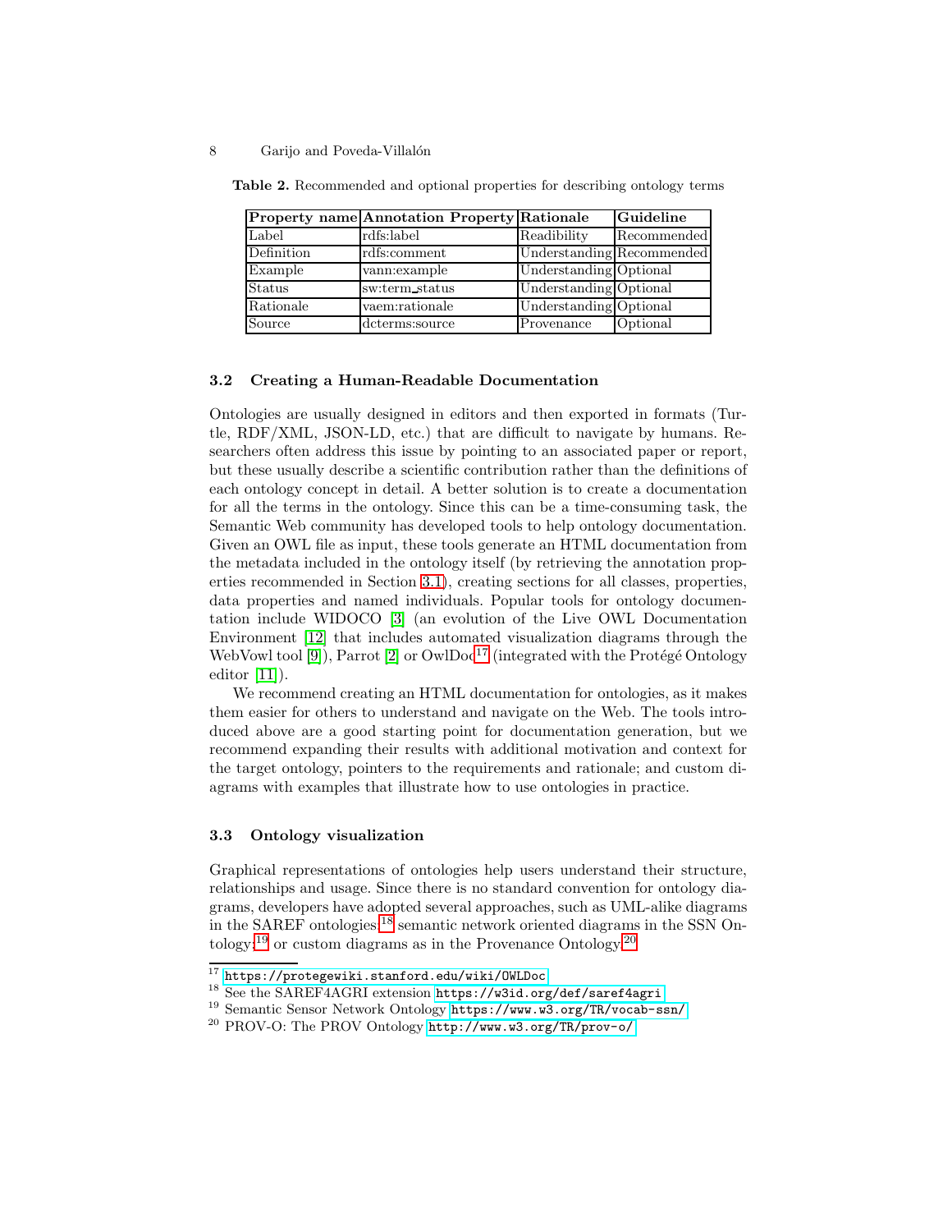**Table 2.** Recommended and optional properties for describing ontology terms

| Property name | Annotation Property | Rationale | Guideline |
|---|---|---|---|
| Label | rdfs:label | Readibility | Recommended |
| Definition | rdfs:comment | Understanding | Recommended |
| Example | vann:example | Understanding | Optional |
| Status | sw:term_status | Understanding | Optional |
| Rationale | vaem:rationale | Understanding | Optional |
| Source | dcterms:source | Provenance | Optional |

### 3.2 Creating a Human-Readable Documentation

Ontologies are usually designed in editors and then exported in formats (Turtle, RDF/XML, JSON-LD, etc.) that are difficult to navigate by humans. Researchers often address this issue by pointing to an associated paper or report, but these usually describe a scientific contribution rather than the definitions of each ontology concept in detail. A better solution is to create a documentation for all the terms in the ontology. Since this can be a time-consuming task, the Semantic Web community has developed tools to help ontology documentation. Given an OWL file as input, these tools generate an HTML documentation from the metadata included in the ontology itself (by retrieving the annotation properties recommended in Section 3.1), creating sections for all classes, properties, data properties and named individuals. Popular tools for ontology documentation include WIDOCO [3] (an evolution of the Live OWL Documentation Environment [12] that includes automated visualization diagrams through the WebVowl tool [9]), Parrot [2] or OwlDoc[17] (integrated with the Protégé Ontology editor [11]).

We recommend creating an HTML documentation for ontologies, as it makes them easier for others to understand and navigate on the Web. The tools introduced above are a good starting point for documentation generation, but we recommend expanding their results with additional motivation and context for the target ontology, pointers to the requirements and rationale; and custom diagrams with examples that illustrate how to use ontologies in practice.

### 3.3 Ontology visualization

Graphical representations of ontologies help users understand their structure, relationships and usage. Since there is no standard convention for ontology diagrams, developers have adopted several approaches, such as UML-alike diagrams in the SAREF ontologies,[18] semantic network oriented diagrams in the SSN Ontology,[19] or custom diagrams as in the Provenance Ontology.[20]

[17] https://protegewiki.stanford.edu/wiki/OWLDoc

[18] See the SAREF4AGRI extension https://w3id.org/def/saref4agri

[19] Semantic Sensor Network Ontology https://www.w3.org/TR/vocab-ssn/

[20] PROV-O: The PROV Ontology http://www.w3.org/TR/prov-o/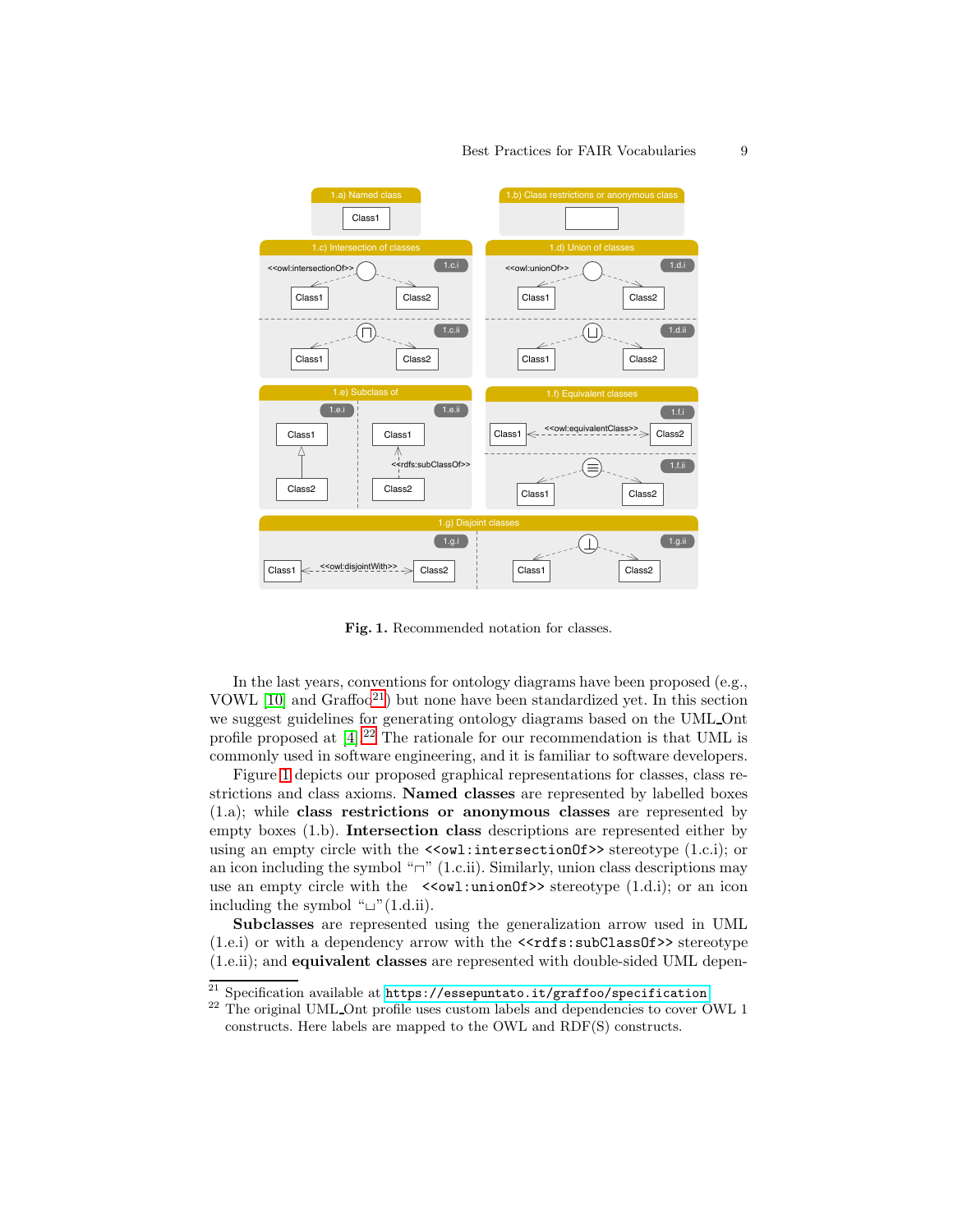**Fig. 1.** Recommended notation for classes.

In the last years, conventions for ontology diagrams have been proposed (e.g., VOWL [10] and Graffoo[21]) but none have been standardized yet. In this section we suggest guidelines for generating ontology diagrams based on the UML_Ont profile proposed at [4].[22] The rationale for our recommendation is that UML is commonly used in software engineering, and it is familiar to software developers.

Figure 1 depicts our proposed graphical representations for classes, class restrictions and class axioms. **Named classes** are represented by labelled boxes (1.a); while **class restrictions or anonymous classes** are represented by empty boxes (1.b). **Intersection class** descriptions are represented either by using an empty circle with the `<<owl:intersectionOf>>` stereotype (1.c.i); or an icon including the symbol "⊓" (1.c.ii). Similarly, union class descriptions may use an empty circle with the `<<owl:unionOf>>` stereotype (1.d.i); or an icon including the symbol "⊔"(1.d.ii).

**Subclasses** are represented using the generalization arrow used in UML (1.e.i) or with a dependency arrow with the `<<rdfs:subClassOf>>` stereotype (1.e.ii); and **equivalent classes** are represented with double-sided UML depen-

[21] Specification available at https://essepuntato.it/graffoo/specification

[22] The original UML_Ont profile uses custom labels and dependencies to cover OWL 1 constructs. Here labels are mapped to the OWL and RDF(S) constructs.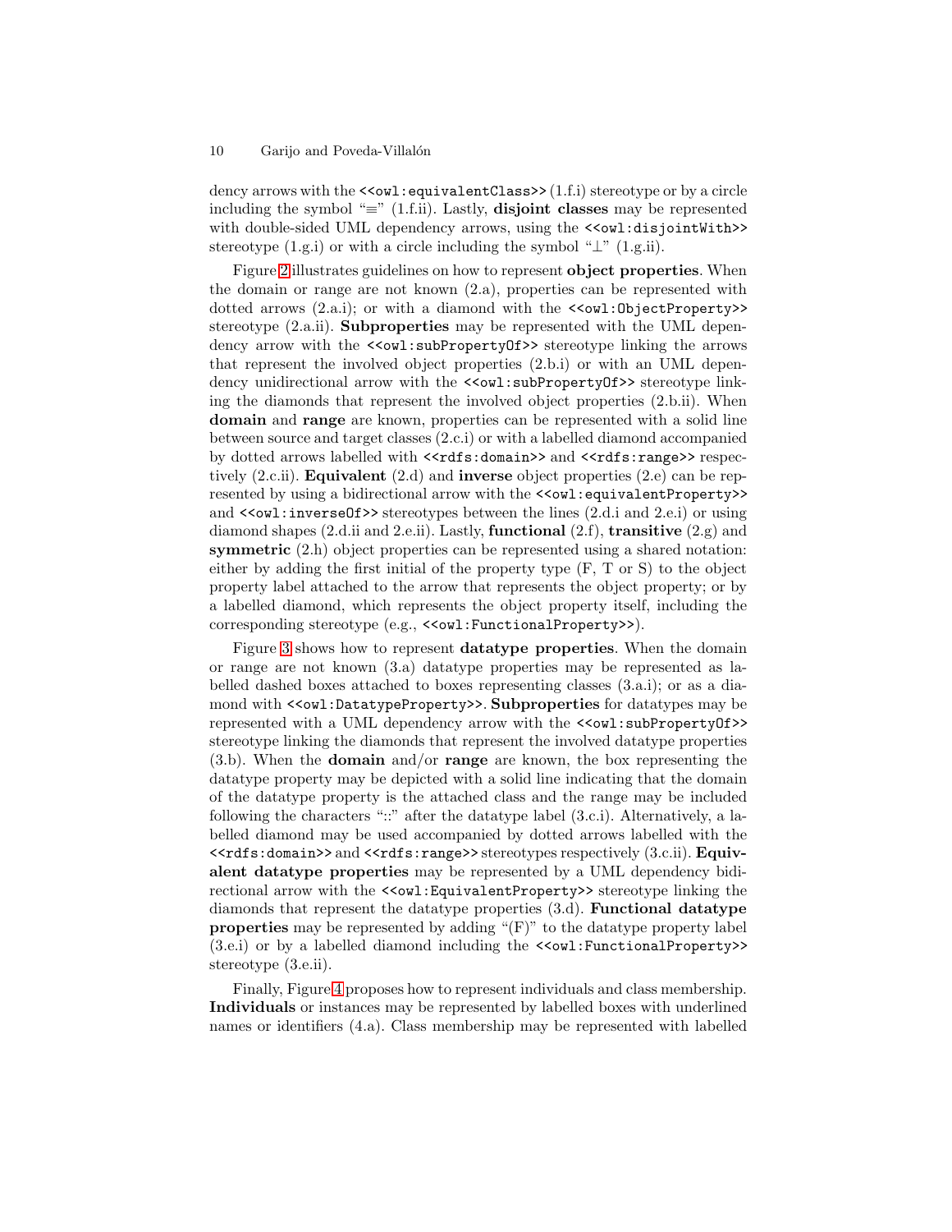dency arrows with the `<<owl:equivalentClass>>` (1.f.i) stereotype or by a circle including the symbol "≡" (1.f.ii). Lastly, **disjoint classes** may be represented with double-sided UML dependency arrows, using the `<<owl:disjointWith>>` stereotype (1.g.i) or with a circle including the symbol "⊥" (1.g.ii).

Figure 2 illustrates guidelines on how to represent **object properties**. When the domain or range are not known (2.a), properties can be represented with dotted arrows (2.a.i); or with a diamond with the `<<owl:ObjectProperty>>` stereotype (2.a.ii). **Subproperties** may be represented with the UML dependency arrow with the `<<owl:subPropertyOf>>` stereotype linking the arrows that represent the involved object properties (2.b.i) or with an UML dependency unidirectional arrow with the `<<owl:subPropertyOf>>` stereotype linking the diamonds that represent the involved object properties (2.b.ii). When **domain** and **range** are known, properties can be represented with a solid line between source and target classes (2.c.i) or with a labelled diamond accompanied by dotted arrows labelled with `<<rdfs:domain>>` and `<<rdfs:range>>` respectively (2.c.ii). **Equivalent** (2.d) and **inverse** object properties (2.e) can be represented by using a bidirectional arrow with the `<<owl:equivalentProperty>>` and `<<owl:inverseOf>>` stereotypes between the lines (2.d.i and 2.e.i) or using diamond shapes (2.d.ii and 2.e.ii). Lastly, **functional** (2.f), **transitive** (2.g) and **symmetric** (2.h) object properties can be represented using a shared notation: either by adding the first initial of the property type (F, T or S) to the object property label attached to the arrow that represents the object property; or by a labelled diamond, which represents the object property itself, including the corresponding stereotype (e.g., `<<owl:FunctionalProperty>>`).

Figure 3 shows how to represent **datatype properties**. When the domain or range are not known (3.a) datatype properties may be represented as labelled dashed boxes attached to boxes representing classes (3.a.i); or as a diamond with `<<owl:DatatypeProperty>>`. **Subproperties** for datatypes may be represented with a UML dependency arrow with the `<<owl:subPropertyOf>>` stereotype linking the diamonds that represent the involved datatype properties (3.b). When the **domain** and/or **range** are known, the box representing the datatype property may be depicted with a solid line indicating that the domain of the datatype property is the attached class and the range may be included following the characters "::" after the datatype label (3.c.i). Alternatively, a labelled diamond may be used accompanied by dotted arrows labelled with the `<<rdfs:domain>>` and `<<rdfs:range>>` stereotypes respectively (3.c.ii). **Equivalent datatype properties** may be represented by a UML dependency bidirectional arrow with the `<<owl:EquivalentProperty>>` stereotype linking the diamonds that represent the datatype properties (3.d). **Functional datatype properties** may be represented by adding "(F)" to the datatype property label (3.e.i) or by a labelled diamond including the `<<owl:FunctionalProperty>>` stereotype (3.e.ii).

Finally, Figure 4 proposes how to represent individuals and class membership. **Individuals** or instances may be represented by labelled boxes with underlined names or identifiers (4.a). Class membership may be represented with labelled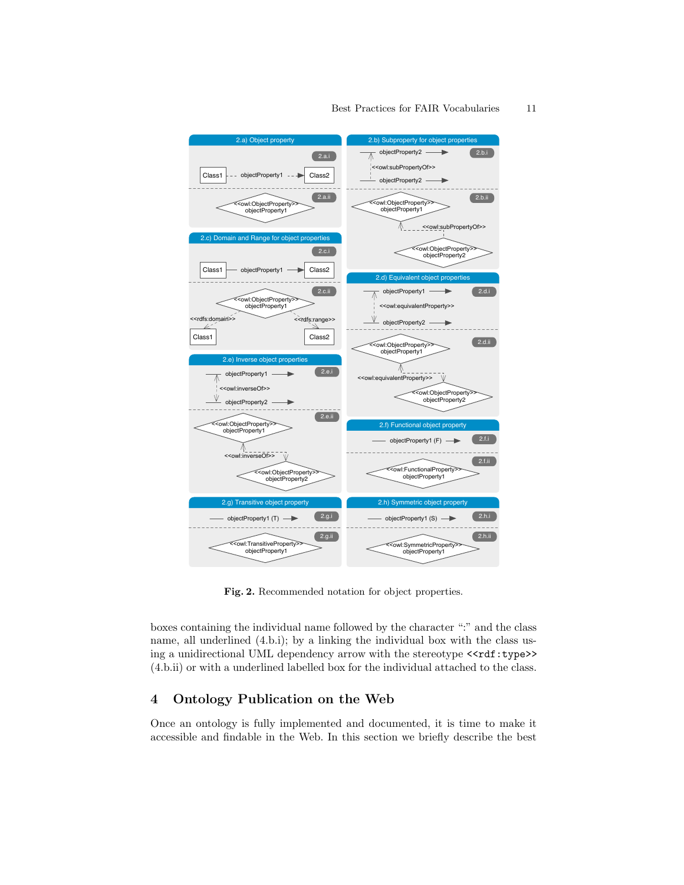**Fig. 2.** Recommended notation for object properties.

boxes containing the individual name followed by the character ":" and the class name, all underlined (4.b.i); by a linking the individual box with the class using a unidirectional UML dependency arrow with the stereotype `<<rdf:type>>` (4.b.ii) or with a underlined labelled box for the individual attached to the class.

## 4 Ontology Publication on the Web

Once an ontology is fully implemented and documented, it is time to make it accessible and findable in the Web. In this section we briefly describe the best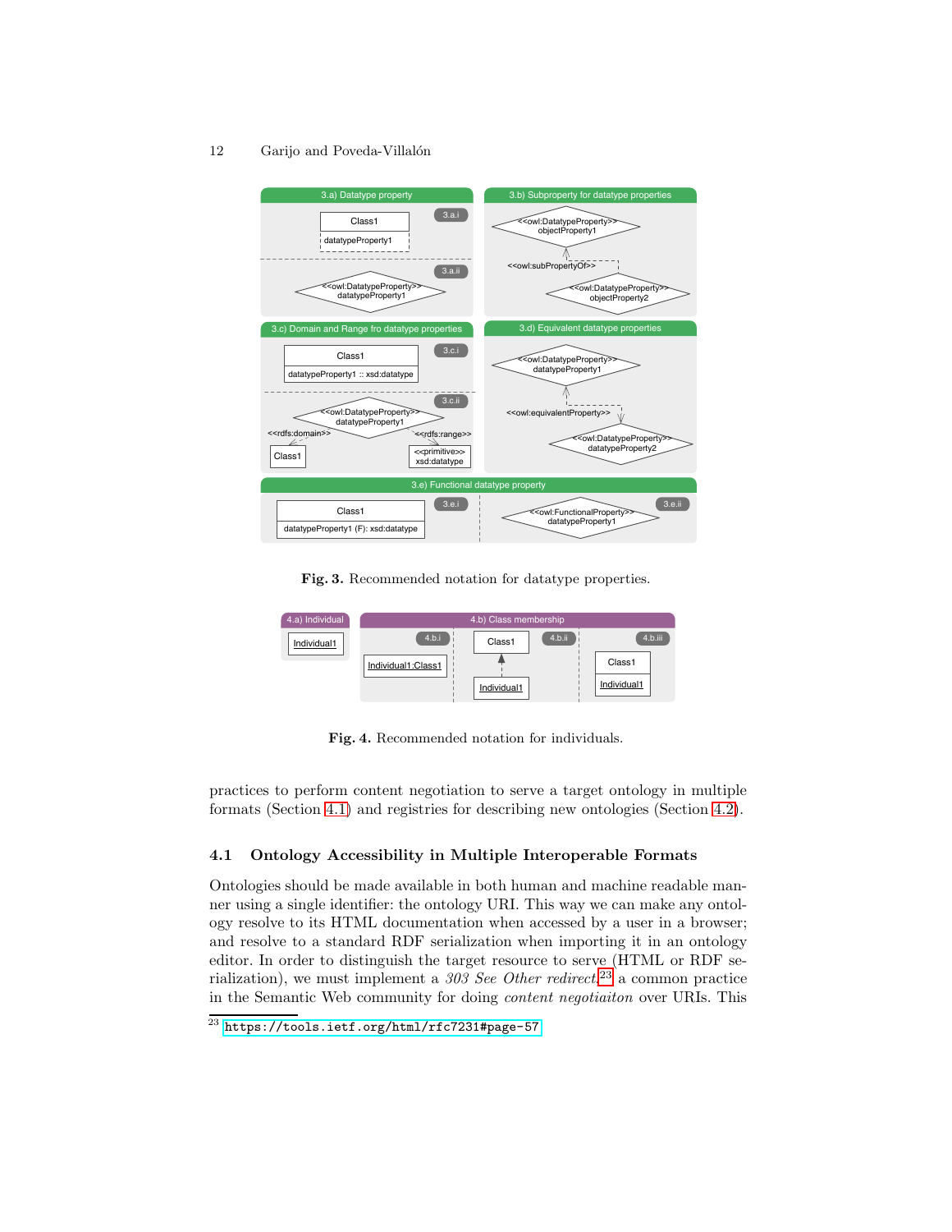Fig. 3. Recommended notation for datatype properties.

Fig. 4. Recommended notation for individuals.

practices to perform content negotiation to serve a target ontology in multiple formats (Section 4.1) and registries for describing new ontologies (Section 4.2).

### 4.1 Ontology Accessibility in Multiple Interoperable Formats

Ontologies should be made available in both human and machine readable manner using a single identifier: the ontology URI. This way we can make any ontology resolve to its HTML documentation when accessed by a user in a browser; and resolve to a standard RDF serialization when importing it in an ontology editor. In order to distinguish the target resource to serve (HTML or RDF serialization), we must implement a *303 See Other redirect*,[23] a common practice in the Semantic Web community for doing *content negotiaiton* over URIs. This

[23] https://tools.ietf.org/html/rfc7231#page-57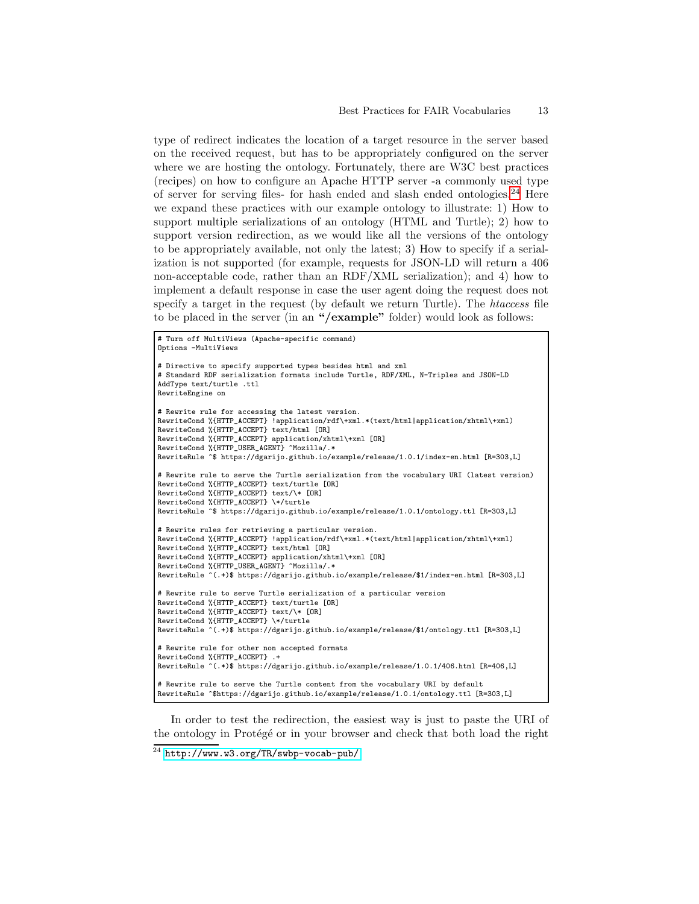type of redirect indicates the location of a target resource in the server based on the received request, but has to be appropriately configured on the server where we are hosting the ontology. Fortunately, there are W3C best practices (recipes) on how to configure an Apache HTTP server -a commonly used type of server for serving files- for hash ended and slash ended ontologies.[24] Here we expand these practices with our example ontology to illustrate: 1) How to support multiple serializations of an ontology (HTML and Turtle); 2) how to support version redirection, as we would like all the versions of the ontology to be appropriately available, not only the latest; 3) How to specify if a serialization is not supported (for example, requests for JSON-LD will return a 406 non-acceptable code, rather than an RDF/XML serialization); and 4) how to implement a default response in case the user agent doing the request does not specify a target in the request (by default we return Turtle). The *htaccess* file to be placed in the server (in an **"/example"** folder) would look as follows:

```
# Turn off MultiViews (Apache-specific command)
Options -MultiViews

# Directive to specify supported types besides html and xml
# Standard RDF serialization formats include Turtle, RDF/XML, N-Triples and JSON-LD
AddType text/turtle .ttl
RewriteEngine on

# Rewrite rule for accessing the latest version.
RewriteCond %{HTTP_ACCEPT} !application/rdf\+xml.*(text/html|application/xhtml\+xml)
RewriteCond %{HTTP_ACCEPT} text/html [OR]
RewriteCond %{HTTP_ACCEPT} application/xhtml\+xml [OR]
RewriteCond %{HTTP_USER_AGENT} ^Mozilla/.*
RewriteRule ^$ https://dgarijo.github.io/example/release/1.0.1/index-en.html [R=303,L]

# Rewrite rule to serve the Turtle serialization from the vocabulary URI (latest version)
RewriteCond %{HTTP_ACCEPT} text/turtle [OR]
RewriteCond %{HTTP_ACCEPT} text/\* [OR]
RewriteCond %{HTTP_ACCEPT} \*/turtle
RewriteRule ^$ https://dgarijo.github.io/example/release/1.0.1/ontology.ttl [R=303,L]

# Rewrite rules for retrieving a particular version.
RewriteCond %{HTTP_ACCEPT} !application/rdf\+xml.*(text/html|application/xhtml\+xml)
RewriteCond %{HTTP_ACCEPT} text/html [OR]
RewriteCond %{HTTP_ACCEPT} application/xhtml\+xml [OR]
RewriteCond %{HTTP_USER_AGENT} ^Mozilla/.*
RewriteRule ^(.+)$ https://dgarijo.github.io/example/release/$1/index-en.html [R=303,L]

# Rewrite rule to serve Turtle serialization of a particular version
RewriteCond %{HTTP_ACCEPT} text/turtle [OR]
RewriteCond %{HTTP_ACCEPT} text/\* [OR]
RewriteCond %{HTTP_ACCEPT} \*/turtle
RewriteRule ^(.+)$ https://dgarijo.github.io/example/release/$1/ontology.ttl [R=303,L]

# Rewrite rule for other non accepted formats
RewriteCond %{HTTP_ACCEPT} .+
RewriteRule ^(.*)$ https://dgarijo.github.io/example/release/1.0.1/406.html [R=406,L]

# Rewrite rule to serve the Turtle content from the vocabulary URI by default
RewriteRule ^$https://dgarijo.github.io/example/release/1.0.1/ontology.ttl [R=303,L]
```

In order to test the redirection, the easiest way is just to paste the URI of the ontology in Protégé or in your browser and check that both load the right

[24] http://www.w3.org/TR/swbp-vocab-pub/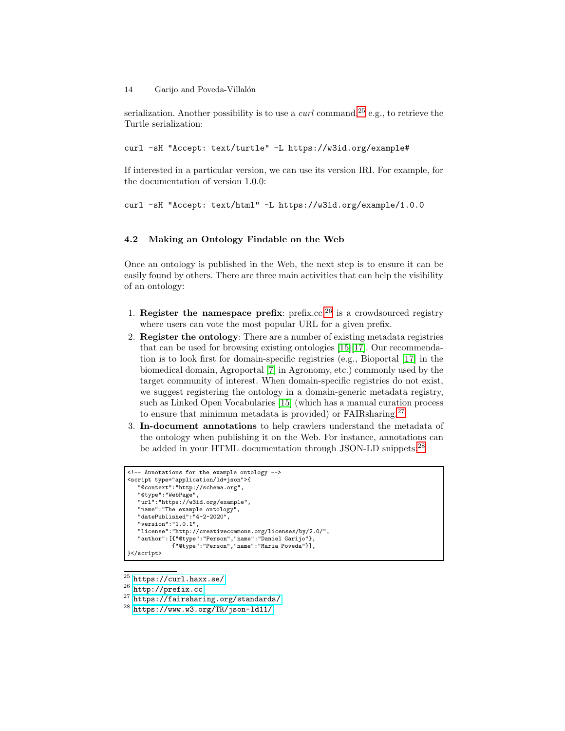serialization. Another possibility is to use a *curl* command,[25] e.g., to retrieve the Turtle serialization:

```
curl -sH "Accept: text/turtle" -L https://w3id.org/example#
```

If interested in a particular version, we can use its version IRI. For example, for the documentation of version 1.0.0:

```
curl -sH "Accept: text/html" -L https://w3id.org/example/1.0.0
```

### 4.2 Making an Ontology Findable on the Web

Once an ontology is published in the Web, the next step is to ensure it can be easily found by others. There are three main activities that can help the visibility of an ontology:

1. **Register the namespace prefix**: prefix.cc[26] is a crowdsourced registry where users can vote the most popular URL for a given prefix.
2. **Register the ontology**: There are a number of existing metadata registries that can be used for browsing existing ontologies [15,17]. Our recommendation is to look first for domain-specific registries (e.g., Bioportal [17] in the biomedical domain, Agroportal [7] in Agronomy, etc.) commonly used by the target community of interest. When domain-specific registries do not exist, we suggest registering the ontology in a domain-generic metadata registry, such as Linked Open Vocabularies [15] (which has a manual curation process to ensure that minimum metadata is provided) or FAIRsharing.[27]
3. **In-document annotations** to help crawlers understand the metadata of the ontology when publishing it on the Web. For instance, annotations can be added in your HTML documentation through JSON-LD snippets:[28]

```
<!-- Annotations for the example ontology -->
<script type="application/ld+json">{
   "@context":"http://schema.org",
   "@type":"WebPage",
   "url":"https://w3id.org/example",
   "name":"The example ontology",
   "datePublished":"4-2-2020",
   "version":"1.0.1",
   "license":"http://creativecommons.org/licenses/by/2.0/",
   "author":[{"@type":"Person","name":"Daniel Garijo"},
             {"@type":"Person","name":"Maria Poveda"}],
}</script>
```

[25] https://curl.haxx.se/

[26] http://prefix.cc

[27] https://fairsharing.org/standards/

[28] https://www.w3.org/TR/json-ld11/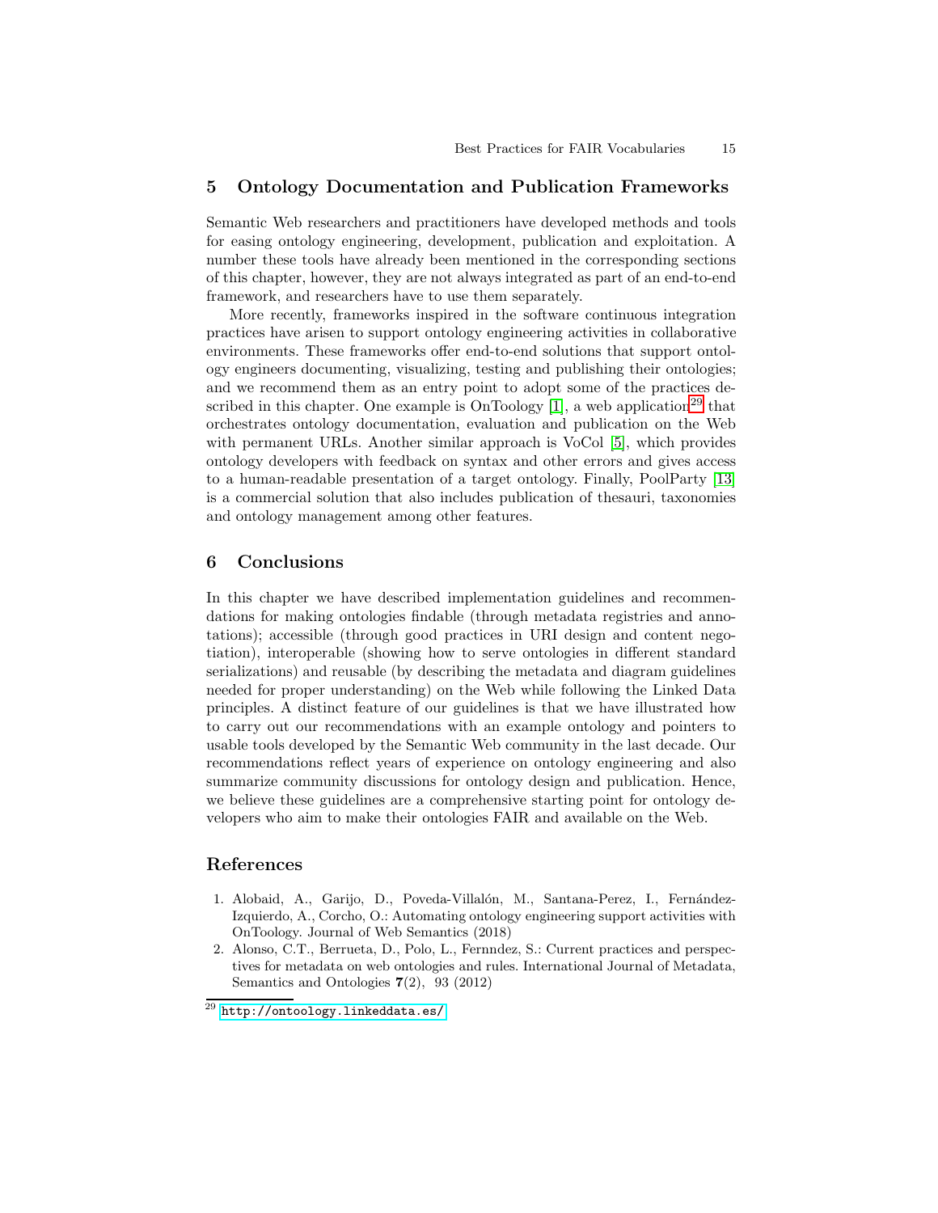## 5 Ontology Documentation and Publication Frameworks

Semantic Web researchers and practitioners have developed methods and tools for easing ontology engineering, development, publication and exploitation. A number these tools have already been mentioned in the corresponding sections of this chapter, however, they are not always integrated as part of an end-to-end framework, and researchers have to use them separately.

More recently, frameworks inspired in the software continuous integration practices have arisen to support ontology engineering activities in collaborative environments. These frameworks offer end-to-end solutions that support ontology engineers documenting, visualizing, testing and publishing their ontologies; and we recommend them as an entry point to adopt some of the practices described in this chapter. One example is OnToology [1], a web application[29] that orchestrates ontology documentation, evaluation and publication on the Web with permanent URLs. Another similar approach is VoCol [5], which provides ontology developers with feedback on syntax and other errors and gives access to a human-readable presentation of a target ontology. Finally, PoolParty [13] is a commercial solution that also includes publication of thesauri, taxonomies and ontology management among other features.

## 6 Conclusions

In this chapter we have described implementation guidelines and recommendations for making ontologies findable (through metadata registries and annotations); accessible (through good practices in URI design and content negotiation), interoperable (showing how to serve ontologies in different standard serializations) and reusable (by describing the metadata and diagram guidelines needed for proper understanding) on the Web while following the Linked Data principles. A distinct feature of our guidelines is that we have illustrated how to carry out our recommendations with an example ontology and pointers to usable tools developed by the Semantic Web community in the last decade. Our recommendations reflect years of experience on ontology engineering and also summarize community discussions for ontology design and publication. Hence, we believe these guidelines are a comprehensive starting point for ontology developers who aim to make their ontologies FAIR and available on the Web.

## References

1. Alobaid, A., Garijo, D., Poveda-Villalón, M., Santana-Perez, I., Fernández-Izquierdo, A., Corcho, O.: Automating ontology engineering support activities with OnToology. Journal of Web Semantics (2018)
2. Alonso, C.T., Berrueta, D., Polo, L., Fernndez, S.: Current practices and perspectives for metadata on web ontologies and rules. International Journal of Metadata, Semantics and Ontologies **7**(2), 93 (2012)

[29] http://ontoology.linkeddata.es/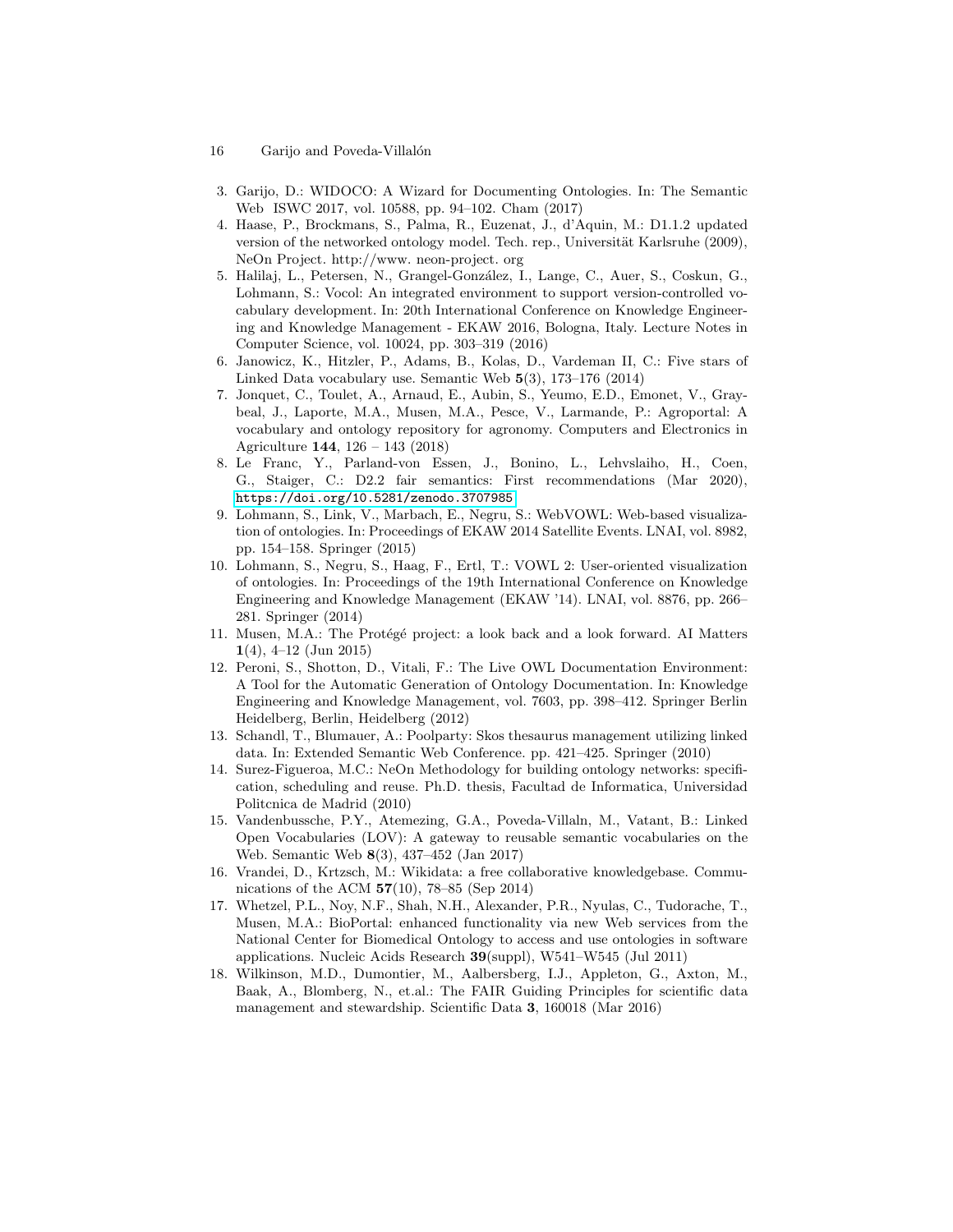3. Garijo, D.: WIDOCO: A Wizard for Documenting Ontologies. In: The Semantic Web ISWC 2017, vol. 10588, pp. 94–102. Cham (2017)
4. Haase, P., Brockmans, S., Palma, R., Euzenat, J., d'Aquin, M.: D1.1.2 updated version of the networked ontology model. Tech. rep., Universität Karlsruhe (2009), NeOn Project. http://www. neon-project. org
5. Halilaj, L., Petersen, N., Grangel-González, I., Lange, C., Auer, S., Coskun, G., Lohmann, S.: Vocol: An integrated environment to support version-controlled vocabulary development. In: 20th International Conference on Knowledge Engineering and Knowledge Management - EKAW 2016, Bologna, Italy. Lecture Notes in Computer Science, vol. 10024, pp. 303–319 (2016)
6. Janowicz, K., Hitzler, P., Adams, B., Kolas, D., Vardeman II, C.: Five stars of Linked Data vocabulary use. Semantic Web **5**(3), 173–176 (2014)
7. Jonquet, C., Toulet, A., Arnaud, E., Aubin, S., Yeumo, E.D., Emonet, V., Graybeal, J., Laporte, M.A., Musen, M.A., Pesce, V., Larmande, P.: Agroportal: A vocabulary and ontology repository for agronomy. Computers and Electronics in Agriculture **144**, 126 – 143 (2018)
8. Le Franc, Y., Parland-von Essen, J., Bonino, L., Lehvslaiho, H., Coen, G., Staiger, C.: D2.2 fair semantics: First recommendations (Mar 2020), `https://doi.org/10.5281/zenodo.3707985`
9. Lohmann, S., Link, V., Marbach, E., Negru, S.: WebVOWL: Web-based visualization of ontologies. In: Proceedings of EKAW 2014 Satellite Events. LNAI, vol. 8982, pp. 154–158. Springer (2015)
10. Lohmann, S., Negru, S., Haag, F., Ertl, T.: VOWL 2: User-oriented visualization of ontologies. In: Proceedings of the 19th International Conference on Knowledge Engineering and Knowledge Management (EKAW '14). LNAI, vol. 8876, pp. 266–281. Springer (2014)
11. Musen, M.A.: The Protégé project: a look back and a look forward. AI Matters **1**(4), 4–12 (Jun 2015)
12. Peroni, S., Shotton, D., Vitali, F.: The Live OWL Documentation Environment: A Tool for the Automatic Generation of Ontology Documentation. In: Knowledge Engineering and Knowledge Management, vol. 7603, pp. 398–412. Springer Berlin Heidelberg, Berlin, Heidelberg (2012)
13. Schandl, T., Blumauer, A.: Poolparty: Skos thesaurus management utilizing linked data. In: Extended Semantic Web Conference. pp. 421–425. Springer (2010)
14. Surez-Figueroa, M.C.: NeOn Methodology for building ontology networks: specification, scheduling and reuse. Ph.D. thesis, Facultad de Informatica, Universidad Politcnica de Madrid (2010)
15. Vandenbussche, P.Y., Atemezing, G.A., Poveda-Villaln, M., Vatant, B.: Linked Open Vocabularies (LOV): A gateway to reusable semantic vocabularies on the Web. Semantic Web **8**(3), 437–452 (Jan 2017)
16. Vrandei, D., Krtzsch, M.: Wikidata: a free collaborative knowledgebase. Communications of the ACM **57**(10), 78–85 (Sep 2014)
17. Whetzel, P.L., Noy, N.F., Shah, N.H., Alexander, P.R., Nyulas, C., Tudorache, T., Musen, M.A.: BioPortal: enhanced functionality via new Web services from the National Center for Biomedical Ontology to access and use ontologies in software applications. Nucleic Acids Research **39**(suppl), W541–W545 (Jul 2011)
18. Wilkinson, M.D., Dumontier, M., Aalbersberg, I.J., Appleton, G., Axton, M., Baak, A., Blomberg, N., et.al.: The FAIR Guiding Principles for scientific data management and stewardship. Scientific Data **3**, 160018 (Mar 2016)